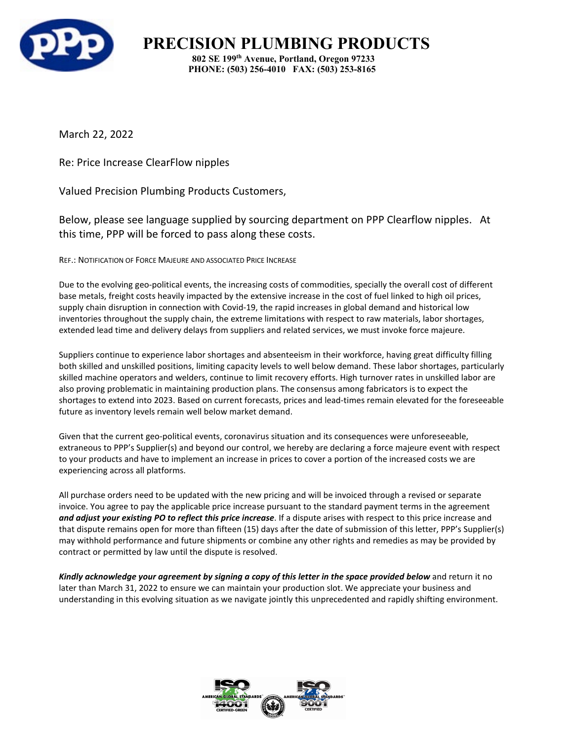# PRECISION PLUMBING PRODUCTS

**802 SE 199th Avenue, Portland, Oregon 97233**
**PHONE: (503) 256-4010 FAX: (503) 253-8165**

March 22, 2022

Re: Price Increase ClearFlow nipples

Valued Precision Plumbing Products Customers,

Below, please see language supplied by sourcing department on PPP Clearflow nipples. At this time, PPP will be forced to pass along these costs.

REF.: NOTIFICATION OF FORCE MAJEURE AND ASSOCIATED PRICE INCREASE

Due to the evolving geo-political events, the increasing costs of commodities, specially the overall cost of different base metals, freight costs heavily impacted by the extensive increase in the cost of fuel linked to high oil prices, supply chain disruption in connection with Covid-19, the rapid increases in global demand and historical low inventories throughout the supply chain, the extreme limitations with respect to raw materials, labor shortages, extended lead time and delivery delays from suppliers and related services, we must invoke force majeure.

Suppliers continue to experience labor shortages and absenteeism in their workforce, having great difficulty filling both skilled and unskilled positions, limiting capacity levels to well below demand. These labor shortages, particularly skilled machine operators and welders, continue to limit recovery efforts. High turnover rates in unskilled labor are also proving problematic in maintaining production plans. The consensus among fabricators is to expect the shortages to extend into 2023. Based on current forecasts, prices and lead-times remain elevated for the foreseeable future as inventory levels remain well below market demand.

Given that the current geo-political events, coronavirus situation and its consequences were unforeseeable, extraneous to PPP's Supplier(s) and beyond our control, we hereby are declaring a force majeure event with respect to your products and have to implement an increase in prices to cover a portion of the increased costs we are experiencing across all platforms.

All purchase orders need to be updated with the new pricing and will be invoiced through a revised or separate invoice. You agree to pay the applicable price increase pursuant to the standard payment terms in the agreement ***and adjust your existing PO to reflect this price increase***. If a dispute arises with respect to this price increase and that dispute remains open for more than fifteen (15) days after the date of submission of this letter, PPP's Supplier(s) may withhold performance and future shipments or combine any other rights and remedies as may be provided by contract or permitted by law until the dispute is resolved.

***Kindly acknowledge your agreement by signing a copy of this letter in the space provided below*** and return it no later than March 31, 2022 to ensure we can maintain your production slot. We appreciate your business and understanding in this evolving situation as we navigate jointly this unprecedented and rapidly shifting environment.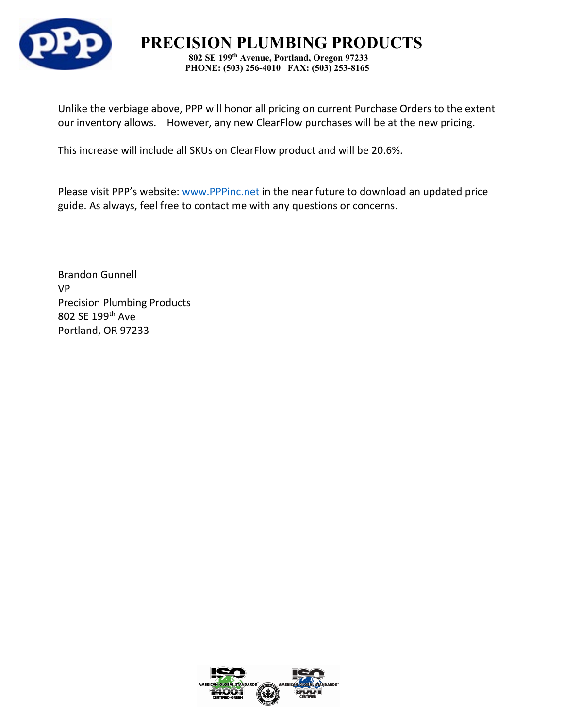# PRECISION PLUMBING PRODUCTS

**802 SE 199th Avenue, Portland, Oregon 97233**
**PHONE: (503) 256-4010 FAX: (503) 253-8165**

Unlike the verbiage above, PPP will honor all pricing on current Purchase Orders to the extent our inventory allows. However, any new ClearFlow purchases will be at the new pricing.

This increase will include all SKUs on ClearFlow product and will be 20.6%.

Please visit PPP's website: www.PPPinc.net in the near future to download an updated price guide. As always, feel free to contact me with any questions or concerns.

Brandon Gunnell
VP
Precision Plumbing Products
802 SE 199th Ave
Portland, OR 97233